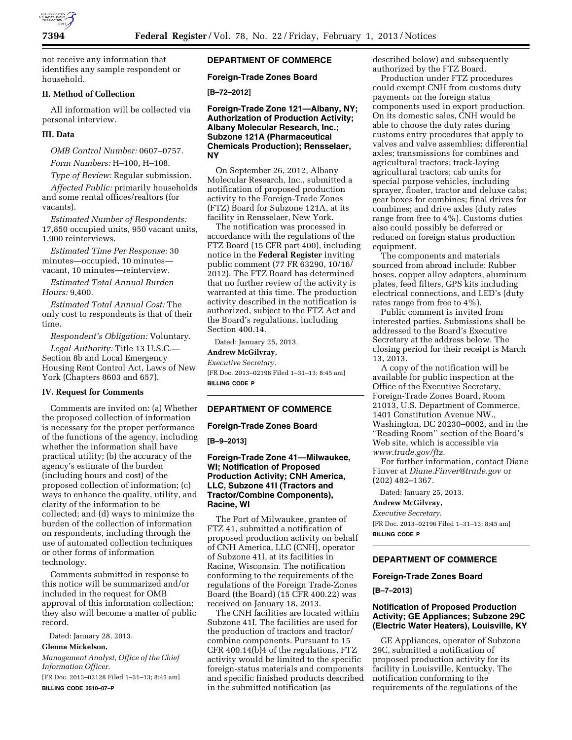not receive any information that identifies any sample respondent or household.

### II. Method of Collection

All information will be collected via personal interview.

### III. Data

*OMB Control Number:* 0607–0757.

*Form Numbers:* H–100, H–108.

*Type of Review:* Regular submission.

*Affected Public:* primarily households and some rental offices/realtors (for vacants).

*Estimated Number of Respondents:* 17,850 occupied units, 950 vacant units, 1,900 reinterviews.

*Estimated Time Per Response:* 30 minutes—occupied, 10 minutes—vacant, 10 minutes—reinterview.

*Estimated Total Annual Burden Hours:* 9,400.

*Estimated Total Annual Cost:* The only cost to respondents is that of their time.

*Respondent's Obligation:* Voluntary.

*Legal Authority:* Title 13 U.S.C.—Section 8b and Local Emergency Housing Rent Control Act, Laws of New York (Chapters 8603 and 657).

### IV. Request for Comments

Comments are invited on: (a) Whether the proposed collection of information is necessary for the proper performance of the functions of the agency, including whether the information shall have practical utility; (b) the accuracy of the agency's estimate of the burden (including hours and cost) of the proposed collection of information; (c) ways to enhance the quality, utility, and clarity of the information to be collected; and (d) ways to minimize the burden of the collection of information on respondents, including through the use of automated collection techniques or other forms of information technology.

Comments submitted in response to this notice will be summarized and/or included in the request for OMB approval of this information collection; they also will become a matter of public record.

Dated: January 28, 2013.

**Glenna Mickelson,**

*Management Analyst, Office of the Chief Information Officer.*

[FR Doc. 2013–02128 Filed 1–31–13; 8:45 am]

**BILLING CODE 3510–07–P**

---

## DEPARTMENT OF COMMERCE

### Foreign-Trade Zones Board

**[B–72–2012]**

### Foreign-Trade Zone 121—Albany, NY; Authorization of Production Activity; Albany Molecular Research, Inc.; Subzone 121A (Pharmaceutical Chemicals Production); Rensselaer, NY

On September 26, 2012, Albany Molecular Research, Inc., submitted a notification of proposed production activity to the Foreign-Trade Zones (FTZ) Board for Subzone 121A, at its facility in Rensselaer, New York.

The notification was processed in accordance with the regulations of the FTZ Board (15 CFR part 400), including notice in the **Federal Register** inviting public comment (77 FR 63290, 10/16/2012). The FTZ Board has determined that no further review of the activity is warranted at this time. The production activity described in the notification is authorized, subject to the FTZ Act and the Board's regulations, including Section 400.14.

Dated: January 25, 2013.

**Andrew McGilvray,**

*Executive Secretary.*

[FR Doc. 2013–02198 Filed 1–31–13; 8:45 am]

**BILLING CODE P**

---

## DEPARTMENT OF COMMERCE

### Foreign-Trade Zones Board

**[B–9–2013]**

### Foreign-Trade Zone 41—Milwaukee, WI; Notification of Proposed Production Activity; CNH America, LLC, Subzone 41I (Tractors and Tractor/Combine Components), Racine, WI

The Port of Milwaukee, grantee of FTZ 41, submitted a notification of proposed production activity on behalf of CNH America, LLC (CNH), operator of Subzone 41I, at its facilities in Racine, Wisconsin. The notification conforming to the requirements of the regulations of the Foreign-Trade-Zones Board (the Board) (15 CFR 400.22) was received on January 18, 2013.

The CNH facilities are located within Subzone 41I. The facilities are used for the production of tractors and tractor/combine components. Pursuant to 15 CFR 400.14(b)4 of the regulations, FTZ activity would be limited to the specific foreign-status materials and components and specific finished products described in the submitted notification (as described below) and subsequently authorized by the FTZ Board.

Production under FTZ procedures could exempt CNH from customs duty payments on the foreign status components used in export production. On its domestic sales, CNH would be able to choose the duty rates during customs entry procedures that apply to valves and valve assemblies; differential axles; transmissions for combines and agricultural tractors; track-laying agricultural tractors; cab units for special purpose vehicles, including sprayer, floater, tractor and deluxe cabs; gear boxes for combines; final drives for combines; and drive axles (duty rates range from free to 4%). Customs duties also could possibly be deferred or reduced on foreign status production equipment.

The components and materials sourced from abroad include: Rubber hoses, copper alloy adapters, aluminum plates, feed filters, GPS kits including electrical connections, and LED's (duty rates range from free to 4%).

Public comment is invited from interested parties. Submissions shall be addressed to the Board's Executive Secretary at the address below. The closing period for their receipt is March 13, 2013.

A copy of the notification will be available for public inspection at the Office of the Executive Secretary, Foreign-Trade Zones Board, Room 21013, U.S. Department of Commerce, 1401 Constitution Avenue NW., Washington, DC 20230–0002, and in the ''Reading Room'' section of the Board's Web site, which is accessible via *www.trade.gov/ftz.*

For further information, contact Diane Finver at *Diane.Finver@trade.gov* or (202) 482–1367.

Dated: January 25, 2013.

**Andrew McGilvray,**

*Executive Secretary.*

[FR Doc. 2013–02196 Filed 1–31–13; 8:45 am]

**BILLING CODE P**

---

## DEPARTMENT OF COMMERCE

### Foreign-Trade Zones Board

**[B–7–2013]**

### Notification of Proposed Production Activity; GE Appliances; Subzone 29C (Electric Water Heaters), Louisville, KY

GE Appliances, operator of Subzone 29C, submitted a notification of proposed production activity for its facility in Louisville, Kentucky. The notification conforming to the requirements of the regulations of the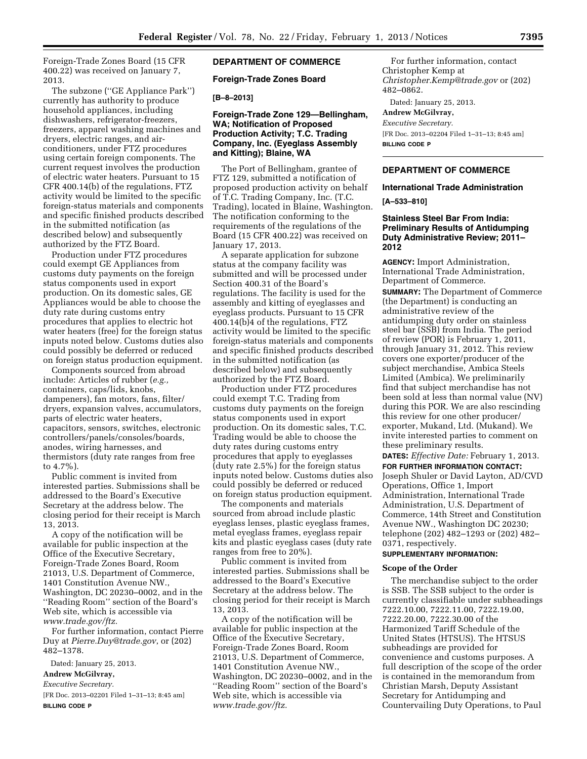Foreign-Trade Zones Board (15 CFR 400.22) was received on January 7, 2013.

The subzone (''GE Appliance Park'') currently has authority to produce household appliances, including dishwashers, refrigerator-freezers, freezers, apparel washing machines and dryers, electric ranges, and air-conditioners, under FTZ procedures using certain foreign components. The current request involves the production of electric water heaters. Pursuant to 15 CFR 400.14(b) of the regulations, FTZ activity would be limited to the specific foreign-status materials and components and specific finished products described in the submitted notification (as described below) and subsequently authorized by the FTZ Board.

Production under FTZ procedures could exempt GE Appliances from customs duty payments on the foreign status components used in export production. On its domestic sales, GE Appliances would be able to choose the duty rate during customs entry procedures that applies to electric hot water heaters (free) for the foreign status inputs noted below. Customs duties also could possibly be deferred or reduced on foreign status production equipment.

Components sourced from abroad include: Articles of rubber (*e.g.,* containers, caps/lids, knobs, dampeners), fan motors, fans, filter/dryers, expansion valves, accumulators, parts of electric water heaters, capacitors, sensors, switches, electronic controllers/panels/consoles/boards, anodes, wiring harnesses, and thermistors (duty rate ranges from free to 4.7%).

Public comment is invited from interested parties. Submissions shall be addressed to the Board's Executive Secretary at the address below. The closing period for their receipt is March 13, 2013.

A copy of the notification will be available for public inspection at the Office of the Executive Secretary, Foreign-Trade Zones Board, Room 21013, U.S. Department of Commerce, 1401 Constitution Avenue NW., Washington, DC 20230–0002, and in the ''Reading Room'' section of the Board's Web site, which is accessible via *www.trade.gov/ftz.*

For further information, contact Pierre Duy at *Pierre.Duy@trade.gov*, or (202) 482–1378.

Dated: January 25, 2013.

**Andrew McGilvray,**

*Executive Secretary.*

[FR Doc. 2013–02201 Filed 1–31–13; 8:45 am]

**BILLING CODE P**

---

## DEPARTMENT OF COMMERCE

### Foreign-Trade Zones Board

**[B–8–2013]**

### Foreign-Trade Zone 129—Bellingham, WA; Notification of Proposed Production Activity; T.C. Trading Company, Inc. (Eyeglass Assembly and Kitting); Blaine, WA

The Port of Bellingham, grantee of FTZ 129, submitted a notification of proposed production activity on behalf of T.C. Trading Company, Inc. (T.C. Trading), located in Blaine, Washington. The notification conforming to the requirements of the regulations of the Board (15 CFR 400.22) was received on January 17, 2013.

A separate application for subzone status at the company facility was submitted and will be processed under Section 400.31 of the Board's regulations. The facility is used for the assembly and kitting of eyeglasses and eyeglass products. Pursuant to 15 CFR 400.14(b)4 of the regulations, FTZ activity would be limited to the specific foreign-status materials and components and specific finished products described in the submitted notification (as described below) and subsequently authorized by the FTZ Board.

Production under FTZ procedures could exempt T.C. Trading from customs duty payments on the foreign status components used in export production. On its domestic sales, T.C. Trading would be able to choose the duty rates during customs entry procedures that apply to eyeglasses (duty rate 2.5%) for the foreign status inputs noted below. Customs duties also could possibly be deferred or reduced on foreign status production equipment.

The components and materials sourced from abroad include plastic eyeglass lenses, plastic eyeglass frames, metal eyeglass frames, eyeglass repair kits and plastic eyeglass cases (duty rate ranges from free to 20%).

Public comment is invited from interested parties. Submissions shall be addressed to the Board's Executive Secretary at the address below. The closing period for their receipt is March 13, 2013.

A copy of the notification will be available for public inspection at the Office of the Executive Secretary, Foreign-Trade Zones Board, Room 21013, U.S. Department of Commerce, 1401 Constitution Avenue NW., Washington, DC 20230–0002, and in the ''Reading Room'' section of the Board's Web site, which is accessible via *www.trade.gov/ftz.*

For further information, contact Christopher Kemp at *Christopher.Kemp@trade.gov* or (202) 482–0862.

Dated: January 25, 2013.

**Andrew McGilvray,**

*Executive Secretary.*

[FR Doc. 2013–02204 Filed 1–31–13; 8:45 am]

**BILLING CODE P**

---

## DEPARTMENT OF COMMERCE

### International Trade Administration

**[A–533–810]**

### Stainless Steel Bar From India: Preliminary Results of Antidumping Duty Administrative Review; 2011–2012

**AGENCY:** Import Administration, International Trade Administration, Department of Commerce.

**SUMMARY:** The Department of Commerce (the Department) is conducting an administrative review of the antidumping duty order on stainless steel bar (SSB) from India. The period of review (POR) is February 1, 2011, through January 31, 2012. This review covers one exporter/producer of the subject merchandise, Ambica Steels Limited (Ambica). We preliminarily find that subject merchandise has not been sold at less than normal value (NV) during this POR. We are also rescinding this review for one other producer/exporter, Mukand, Ltd. (Mukand). We invite interested parties to comment on these preliminary results.

**DATES:** *Effective Date:* February 1, 2013.

**FOR FURTHER INFORMATION CONTACT:** Joseph Shuler or David Layton, AD/CVD Operations, Office 1, Import Administration, International Trade Administration, U.S. Department of Commerce, 14th Street and Constitution Avenue NW., Washington DC 20230; telephone (202) 482–1293 or (202) 482–0371, respectively.

**SUPPLEMENTARY INFORMATION:**

#### Scope of the Order

The merchandise subject to the order is SSB. The SSB subject to the order is currently classifiable under subheadings 7222.10.00, 7222.11.00, 7222.19.00, 7222.20.00, 7222.30.00 of the Harmonized Tariff Schedule of the United States (HTSUS). The HTSUS subheadings are provided for convenience and customs purposes. A full description of the scope of the order is contained in the memorandum from Christian Marsh, Deputy Assistant Secretary for Antidumping and Countervailing Duty Operations, to Paul